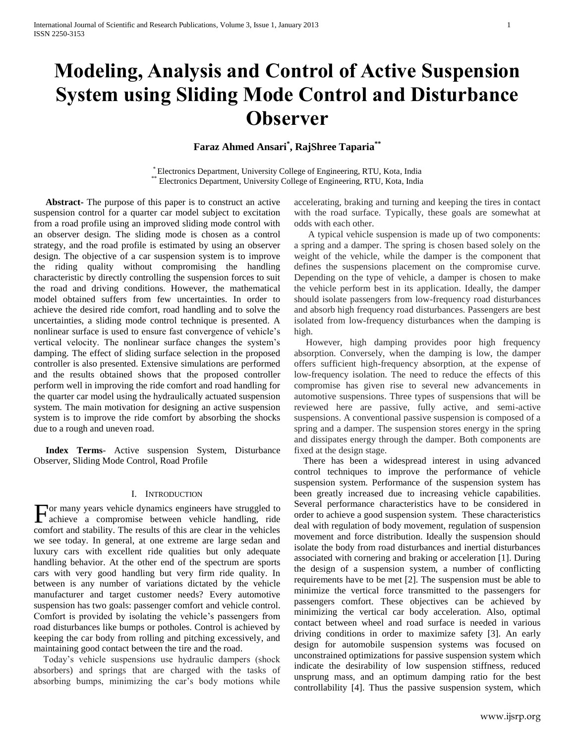# Modeling, Analysis and Control of Active Suspension System using Sliding Mode Control and Disturbance Observer

**Faraz Ahmed Ansari*, RajShree Taparia****

* Electronics Department, University College of Engineering, RTU, Kota, India
** Electronics Department, University College of Engineering, RTU, Kota, India

**Abstract-** The purpose of this paper is to construct an active suspension control for a quarter car model subject to excitation from a road profile using an improved sliding mode control with an observer design. The sliding mode is chosen as a control strategy, and the road profile is estimated by using an observer design. The objective of a car suspension system is to improve the riding quality without compromising the handling characteristic by directly controlling the suspension forces to suit the road and driving conditions. However, the mathematical model obtained suffers from few uncertainties. In order to achieve the desired ride comfort, road handling and to solve the uncertainties, a sliding mode control technique is presented. A nonlinear surface is used to ensure fast convergence of vehicle's vertical velocity. The nonlinear surface changes the system's damping. The effect of sliding surface selection in the proposed controller is also presented. Extensive simulations are performed and the results obtained shows that the proposed controller perform well in improving the ride comfort and road handling for the quarter car model using the hydraulically actuated suspension system. The main motivation for designing an active suspension system is to improve the ride comfort by absorbing the shocks due to a rough and uneven road.

**Index Terms**- Active suspension System, Disturbance Observer, Sliding Mode Control, Road Profile

## I. Introduction

For many years vehicle dynamics engineers have struggled to achieve a compromise between vehicle handling, ride comfort and stability. The results of this are clear in the vehicles we see today. In general, at one extreme are large sedan and luxury cars with excellent ride qualities but only adequate handling behavior. At the other end of the spectrum are sports cars with very good handling but very firm ride quality. In between is any number of variations dictated by the vehicle manufacturer and target customer needs? Every automotive suspension has two goals: passenger comfort and vehicle control. Comfort is provided by isolating the vehicle's passengers from road disturbances like bumps or potholes. Control is achieved by keeping the car body from rolling and pitching excessively, and maintaining good contact between the tire and the road.

Today's vehicle suspensions use hydraulic dampers (shock absorbers) and springs that are charged with the tasks of absorbing bumps, minimizing the car's body motions while accelerating, braking and turning and keeping the tires in contact with the road surface. Typically, these goals are somewhat at odds with each other.

A typical vehicle suspension is made up of two components: a spring and a damper. The spring is chosen based solely on the weight of the vehicle, while the damper is the component that defines the suspensions placement on the compromise curve. Depending on the type of vehicle, a damper is chosen to make the vehicle perform best in its application. Ideally, the damper should isolate passengers from low-frequency road disturbances and absorb high frequency road disturbances. Passengers are best isolated from low-frequency disturbances when the damping is high.

However, high damping provides poor high frequency absorption. Conversely, when the damping is low, the damper offers sufficient high-frequency absorption, at the expense of low-frequency isolation. The need to reduce the effects of this compromise has given rise to several new advancements in automotive suspensions. Three types of suspensions that will be reviewed here are passive, fully active, and semi-active suspensions. A conventional passive suspension is composed of a spring and a damper. The suspension stores energy in the spring and dissipates energy through the damper. Both components are fixed at the design stage.

There has been a widespread interest in using advanced control techniques to improve the performance of vehicle suspension system. Performance of the suspension system has been greatly increased due to increasing vehicle capabilities. Several performance characteristics have to be considered in order to achieve a good suspension system. These characteristics deal with regulation of body movement, regulation of suspension movement and force distribution. Ideally the suspension should isolate the body from road disturbances and inertial disturbances associated with cornering and braking or acceleration [1]. During the design of a suspension system, a number of conflicting requirements have to be met [2]. The suspension must be able to minimize the vertical force transmitted to the passengers for passengers comfort. These objectives can be achieved by minimizing the vertical car body acceleration. Also, optimal contact between wheel and road surface is needed in various driving conditions in order to maximize safety [3]. An early design for automobile suspension systems was focused on unconstrained optimizations for passive suspension system which indicate the desirability of low suspension stiffness, reduced unsprung mass, and an optimum damping ratio for the best controllability [4]. Thus the passive suspension system, which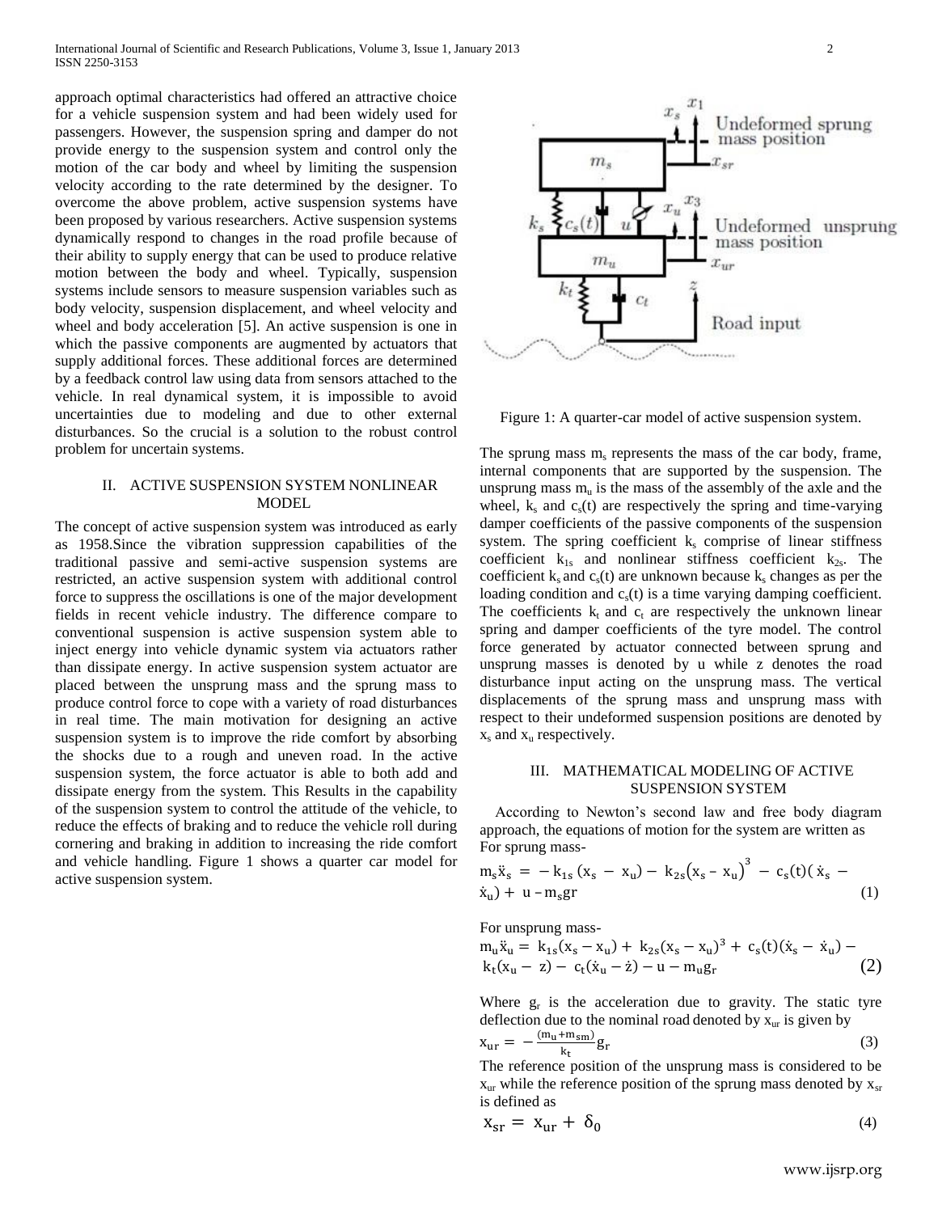approach optimal characteristics had offered an attractive choice for a vehicle suspension system and had been widely used for passengers. However, the suspension spring and damper do not provide energy to the suspension system and control only the motion of the car body and wheel by limiting the suspension velocity according to the rate determined by the designer. To overcome the above problem, active suspension systems have been proposed by various researchers. Active suspension systems dynamically respond to changes in the road profile because of their ability to supply energy that can be used to produce relative motion between the body and wheel. Typically, suspension systems include sensors to measure suspension variables such as body velocity, suspension displacement, and wheel velocity and wheel and body acceleration [5]. An active suspension is one in which the passive components are augmented by actuators that supply additional forces. These additional forces are determined by a feedback control law using data from sensors attached to the vehicle. In real dynamical system, it is impossible to avoid uncertainties due to modeling and due to other external disturbances. So the crucial is a solution to the robust control problem for uncertain systems.

## II. ACTIVE SUSPENSION SYSTEM NONLINEAR MODEL

The concept of active suspension system was introduced as early as 1958.Since the vibration suppression capabilities of the traditional passive and semi-active suspension systems are restricted, an active suspension system with additional control force to suppress the oscillations is one of the major development fields in recent vehicle industry. The difference compare to conventional suspension is active suspension system able to inject energy into vehicle dynamic system via actuators rather than dissipate energy. In active suspension system actuator are placed between the unsprung mass and the sprung mass to produce control force to cope with a variety of road disturbances in real time. The main motivation for designing an active suspension system is to improve the ride comfort by absorbing the shocks due to a rough and uneven road. In the active suspension system, the force actuator is able to both add and dissipate energy from the system. This Results in the capability of the suspension system to control the attitude of the vehicle, to reduce the effects of braking and to reduce the vehicle roll during cornering and braking in addition to increasing the ride comfort and vehicle handling. Figure 1 shows a quarter car model for active suspension system.

Figure 1: A quarter-car model of active suspension system.

The sprung mass $m_s$ represents the mass of the car body, frame, internal components that are supported by the suspension. The unsprung mass $m_u$ is the mass of the assembly of the axle and the wheel, $k_s$ and $c_s(t)$ are respectively the spring and time-varying damper coefficients of the passive components of the suspension system. The spring coefficient $k_s$ comprise of linear stiffness coefficient $k_{1s}$ and nonlinear stiffness coefficient $k_{2s}$. The coefficient $k_s$ and $c_s(t)$ are unknown because $k_s$ changes as per the loading condition and $c_s(t)$ is a time varying damping coefficient. The coefficients $k_t$ and $c_t$ are respectively the unknown linear spring and damper coefficients of the tyre model. The control force generated by actuator connected between sprung and unsprung masses is denoted by u while z denotes the road disturbance input acting on the unsprung mass. The vertical displacements of the sprung mass and unsprung mass with respect to their undeformed suspension positions are denoted by $x_s$ and $x_u$ respectively.

## III. MATHEMATICAL MODELING OF ACTIVE SUSPENSION SYSTEM

According to Newton's second law and free body diagram approach, the equations of motion for the system are written as For sprung mass-

$$m_s\ddot{x}_s = -k_{1s}(x_s - x_u) - k_{2s}(x_s - x_u)^3 - c_s(t)(\dot{x}_s - \dot{x}_u) + u - m_s g r \quad (1)$$

For unsprung mass-

$$m_u\ddot{x}_u = k_{1s}(x_s - x_u) + k_{2s}(x_s - x_u)^3 + c_s(t)(\dot{x}_s - \dot{x}_u) - k_t(x_u - z) - c_t(\dot{x}_u - \dot{z}) - u - m_u g_r \quad (2)$$

Where $g_r$ is the acceleration due to gravity. The static tyre deflection due to the nominal road denoted by $x_{ur}$ is given by

$$x_{ur} = -\frac{(m_u + m_{sm})}{k_t} g_r \quad (3)$$

The reference position of the unsprung mass is considered to be $x_{ur}$ while the reference position of the sprung mass denoted by $x_{sr}$ is defined as

$$x_{sr} = x_{ur} + \delta_0 \quad (4)$$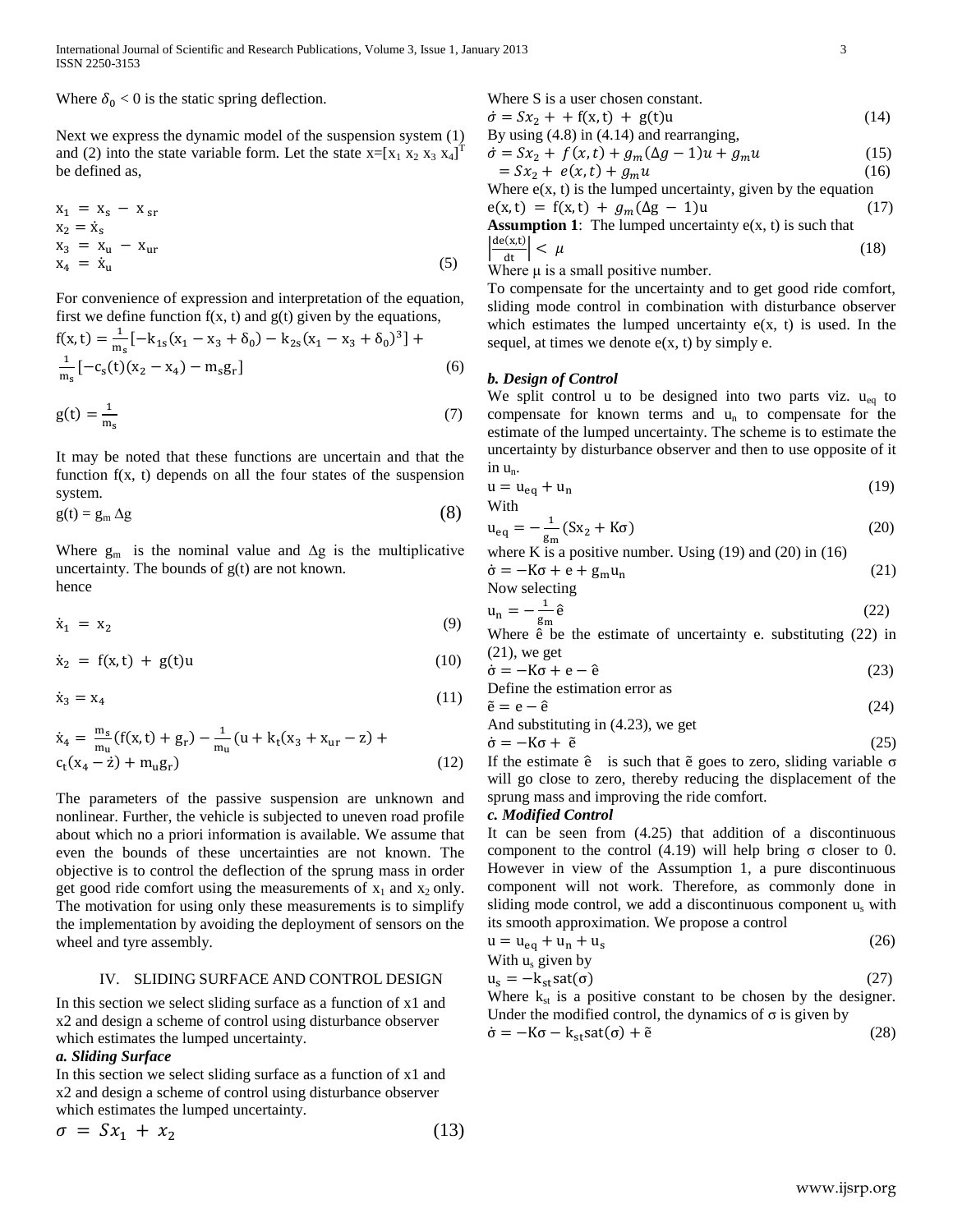Where $\delta_0 < 0$ is the static spring deflection.

Next we express the dynamic model of the suspension system (1) and (2) into the state variable form. Let the state $x=[x_1\ x_2\ x_3\ x_4]^T$ be defined as,

$$x_1 = x_s - x_{sr}$$
$$x_2 = \dot{x}_s$$
$$x_3 = x_u - x_{ur}$$
$$x_4 = \dot{x}_u \tag{5}$$

For convenience of expression and interpretation of the equation, first we define function f(x, t) and g(t) given by the equations,

$$f(x,t) = \frac{1}{m_s}[-k_{1s}(x_1 - x_3 + \delta_0) - k_{2s}(x_1 - x_3 + \delta_0)^3] + \frac{1}{m_s}[-c_s(t)(x_2 - x_4) - m_s g_r] \tag{6}$$

$$g(t) = \frac{1}{m_s} \tag{7}$$

It may be noted that these functions are uncertain and that the function f(x, t) depends on all the four states of the suspension system.

$$g(t) = g_m \Delta g \tag{8}$$

Where $g_m$ is the nominal value and $\Delta g$ is the multiplicative uncertainty. The bounds of g(t) are not known.
hence

$$\dot{x}_1 = x_2 \tag{9}$$

$$\dot{x}_2 = f(x,t) + g(t)u \tag{10}$$

$$\dot{x}_3 = x_4 \tag{11}$$

$$\dot{x}_4 = \frac{m_s}{m_u}(f(x,t) + g_r) - \frac{1}{m_u}(u + k_t(x_3 + x_{ur} - z) + c_t(x_4 - \dot{z}) + m_u g_r) \tag{12}$$

The parameters of the passive suspension are unknown and nonlinear. Further, the vehicle is subjected to uneven road profile about which no a priori information is available. We assume that even the bounds of these uncertainties are not known. The objective is to control the deflection of the sprung mass in order get good ride comfort using the measurements of $x_1$ and $x_2$ only. The motivation for using only these measurements is to simplify the implementation by avoiding the deployment of sensors on the wheel and tyre assembly.

## IV. Sliding Surface and Control Design

In this section we select sliding surface as a function of x1 and x2 and design a scheme of control using disturbance observer which estimates the lumped uncertainty.

### *a. Sliding Surface*

In this section we select sliding surface as a function of x1 and x2 and design a scheme of control using disturbance observer which estimates the lumped uncertainty.

$$\sigma = Sx_1 + x_2 \tag{13}$$

Where S is a user chosen constant.

$$\dot{\sigma} = Sx_2 + + f(x,t) + g(t)u \tag{14}$$

By using (4.8) in (4.14) and rearranging,

$$\dot{\sigma} = Sx_2 + f(x,t) + g_m(\Delta g - 1)u + g_m u \tag{15}$$
$$= Sx_2 + e(x,t) + g_m u \tag{16}$$

Where e(x, t) is the lumped uncertainty, given by the equation

$$e(x,t) = f(x,t) + g_m(\Delta g - 1)u \tag{17}$$

**Assumption 1**: The lumped uncertainty e(x, t) is such that

$$\left|\frac{de(x,t)}{dt}\right| < \mu \tag{18}$$

Where μ is a small positive number.

To compensate for the uncertainty and to get good ride comfort, sliding mode control in combination with disturbance observer which estimates the lumped uncertainty e(x, t) is used. In the sequel, at times we denote e(x, t) by simply e.

### *b. Design of Control*

We split control u to be designed into two parts viz. $u_{eq}$ to compensate for known terms and $u_n$ to compensate for the estimate of the lumped uncertainty. The scheme is to estimate the uncertainty by disturbance observer and then to use opposite of it in $u_n$.

$$u = u_{eq} + u_n \tag{19}$$

With

$$u_{eq} = -\frac{1}{g_m}(Sx_2 + K\sigma) \tag{20}$$

where K is a positive number. Using (19) and (20) in (16)

$$\dot{\sigma} = -K\sigma + e + g_m u_n \tag{21}$$

Now selecting

$$u_n = -\frac{1}{g_m}\hat{e} \tag{22}$$

Where $\hat{e}$ be the estimate of uncertainty e. substituting (22) in (21), we get

$$\dot{\sigma} = -K\sigma + e - \hat{e} \tag{23}$$

Define the estimation error as

$$\tilde{e} = e - \hat{e} \tag{24}$$

And substituting in (4.23), we get

$$\dot{\sigma} = -K\sigma + \tilde{e} \tag{25}$$

If the estimate $\hat{e}$ is such that $\tilde{e}$ goes to zero, sliding variable σ will go close to zero, thereby reducing the displacement of the sprung mass and improving the ride comfort.

### *c. Modified Control*

It can be seen from (4.25) that addition of a discontinuous component to the control (4.19) will help bring σ closer to 0. However in view of the Assumption 1, a pure discontinuous component will not work. Therefore, as commonly done in sliding mode control, we add a discontinuous component $u_s$ with its smooth approximation. We propose a control

$$u = u_{eq} + u_n + u_s \tag{26}$$

With $u_s$ given by

$$u_s = -k_{st}\,\mathrm{sat}(\sigma) \tag{27}$$

Where $k_{st}$ is a positive constant to be chosen by the designer. Under the modified control, the dynamics of σ is given by

$$\dot{\sigma} = -K\sigma - k_{st}\,\mathrm{sat}(\sigma) + \tilde{e} \tag{28}$$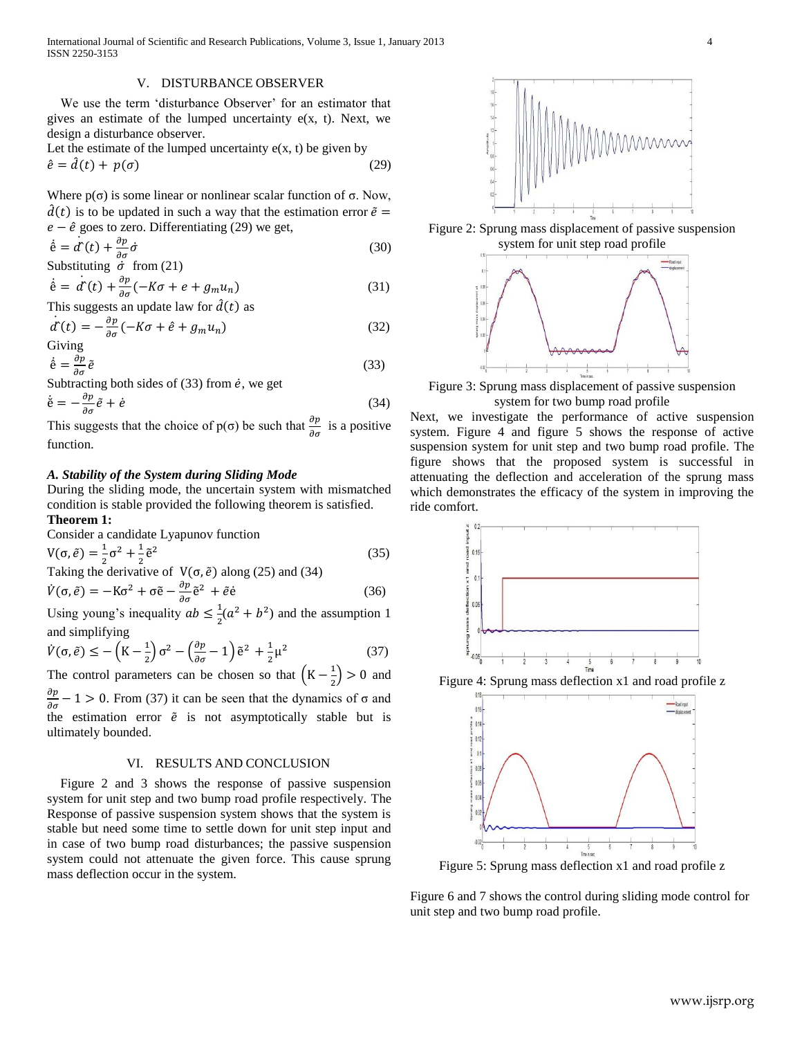## V. DISTURBANCE OBSERVER

We use the term 'disturbance Observer' for an estimator that gives an estimate of the lumped uncertainty e(x, t). Next, we design a disturbance observer.

Let the estimate of the lumped uncertainty e(x, t) be given by

$$\hat{e} = \hat{d}(t) + p(\sigma) \tag{29}$$

Where p(σ) is some linear or nonlinear scalar function of σ. Now, $\hat{d}(t)$ is to be updated in such a way that the estimation error $\tilde{e} = e - \hat{e}$ goes to zero. Differentiating (29) we get,

$$\dot{\hat{e}} = \dot{\hat{d}}(t) + \frac{\partial p}{\partial \sigma}\dot{\sigma} \tag{30}$$

Substituting $\dot{\sigma}$ from (21)

$$\dot{\hat{e}} = \dot{\hat{d}}(t) + \frac{\partial p}{\partial \sigma}(-K\sigma + e + g_m u_n) \tag{31}$$

This suggests an update law for $\hat{d}(t)$ as

$$\dot{\hat{d}}(t) = -\frac{\partial p}{\partial \sigma}(-K\sigma + \hat{e} + g_m u_n) \tag{32}$$

Giving

$$\dot{\hat{e}} = \frac{\partial p}{\partial \sigma}\tilde{e} \tag{33}$$

Subtracting both sides of (33) from $\dot{e}$, we get

$$\dot{\tilde{e}} = -\frac{\partial p}{\partial \sigma}\tilde{e} + \dot{e} \tag{34}$$

This suggests that the choice of p(σ) be such that $\frac{\partial p}{\partial \sigma}$ is a positive function.

### *A. Stability of the System during Sliding Mode*

During the sliding mode, the uncertain system with mismatched condition is stable provided the following theorem is satisfied.

**Theorem 1:**

Consider a candidate Lyapunov function

$$V(\sigma, \tilde{e}) = \frac{1}{2}\sigma^2 + \frac{1}{2}\tilde{e}^2 \tag{35}$$

Taking the derivative of $V(\sigma, \tilde{e})$ along (25) and (34)

$$\dot{V}(\sigma, \tilde{e}) = -K\sigma^2 + \sigma\tilde{e} - \frac{\partial p}{\partial \sigma}\tilde{e}^2 + \tilde{e}\dot{e} \tag{36}$$

Using young's inequality $ab \le \frac{1}{2}(a^2 + b^2)$ and the assumption 1 and simplifying

$$\dot{V}(\sigma, \tilde{e}) \le -\left(K - \frac{1}{2}\right)\sigma^2 - \left(\frac{\partial p}{\partial \sigma} - 1\right)\tilde{e}^2 + \frac{1}{2}\mu^2 \tag{37}$$

The control parameters can be chosen so that $\left(K - \frac{1}{2}\right) > 0$ and $\frac{\partial p}{\partial \sigma} - 1 > 0$. From (37) it can be seen that the dynamics of σ and the estimation error $\tilde{e}$ is not asymptotically stable but is ultimately bounded.

## VI. RESULTS AND CONCLUSION

Figure 2 and 3 shows the response of passive suspension system for unit step and two bump road profile respectively. The Response of passive suspension system shows that the system is stable but need some time to settle down for unit step input and in case of two bump road disturbances; the passive suspension system could not attenuate the given force. This cause sprung mass deflection occur in the system.

Figure 2: Sprung mass displacement of passive suspension system for unit step road profile

Figure 3: Sprung mass displacement of passive suspension system for two bump road profile

Next, we investigate the performance of active suspension system. Figure 4 and figure 5 shows the response of active suspension system for unit step and two bump road profile. The figure shows that the proposed system is successful in attenuating the deflection and acceleration of the sprung mass which demonstrates the efficacy of the system in improving the ride comfort.

Figure 4: Sprung mass deflection x1 and road profile z

Figure 5: Sprung mass deflection x1 and road profile z

Figure 6 and 7 shows the control during sliding mode control for unit step and two bump road profile.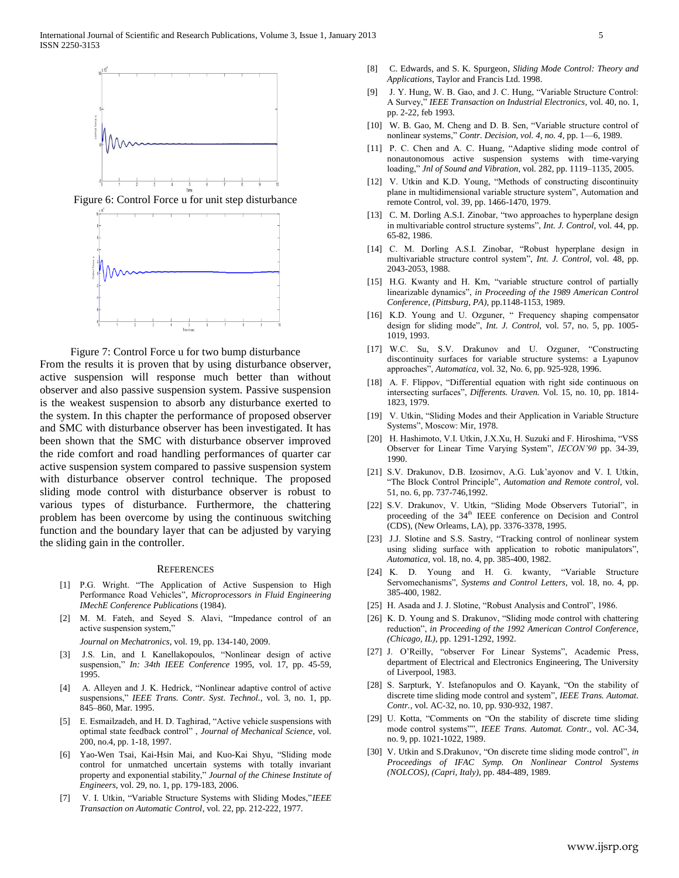Figure 6: Control Force u for unit step disturbance

Figure 7: Control Force u for two bump disturbance

From the results it is proven that by using disturbance observer, active suspension will response much better than without observer and also passive suspension system. Passive suspension is the weakest suspension to absorb any disturbance exerted to the system. In this chapter the performance of proposed observer and SMC with disturbance observer has been investigated. It has been shown that the SMC with disturbance observer improved the ride comfort and road handling performances of quarter car active suspension system compared to passive suspension system with disturbance observer control technique. The proposed sliding mode control with disturbance observer is robust to various types of disturbance. Furthermore, the chattering problem has been overcome by using the continuous switching function and the boundary layer that can be adjusted by varying the sliding gain in the controller.

## References

[1] P.G. Wright. "The Application of Active Suspension to High Performance Road Vehicles", *Microprocessors in Fluid Engineering IMechE Conference Publications* (1984).

[2] M. M. Fateh, and Seyed S. Alavi, "Impedance control of an active suspension system," *Journal on Mechatronics*, vol. 19, pp. 134-140, 2009.

[3] J.S. Lin, and I. Kanellakopoulos, "Nonlinear design of active suspension," *In: 34th IEEE Conference* 1995, vol. 17, pp. 45-59, 1995.

[4] A. Alleyen and J. K. Hedrick, "Nonlinear adaptive control of active suspensions," *IEEE Trans. Contr. Syst. Technol.*, vol. 3, no. 1, pp. 845–860, Mar. 1995.

[5] E. Esmailzadeh, and H. D. Taghirad, "Active vehicle suspensions with optimal state feedback control" , *Journal of Mechanical Science*, vol. 200, no.4, pp. 1-18, 1997.

[6] Yao-Wen Tsai, Kai-Hsin Mai, and Kuo-Kai Shyu, "Sliding mode control for unmatched uncertain systems with totally invariant property and exponential stability," *Journal of the Chinese Institute of Engineers*, vol. 29, no. 1, pp. 179-183, 2006.

[7] V. I. Utkin, "Variable Structure Systems with Sliding Modes,"*IEEE Transaction on Automatic Control*, vol. 22, pp. 212-222, 1977.

[8] C. Edwards, and S. K. Spurgeon, *Sliding Mode Control: Theory and Applications*, Taylor and Francis Ltd. 1998.

[9] J. Y. Hung, W. B. Gao, and J. C. Hung, "Variable Structure Control: A Survey," *IEEE Transaction on Industrial Electronics*, vol. 40, no. 1, pp. 2-22, feb 1993.

[10] W. B. Gao, M. Cheng and D. B. Sen, "Variable structure control of nonlinear systems," *Contr. Decision, vol. 4, no. 4*, pp. 1—6, 1989.

[11] P. C. Chen and A. C. Huang, "Adaptive sliding mode control of nonautonomous active suspension systems with time-varying loading," *Jnl of Sound and Vibration*, vol. 282, pp. 1119–1135, 2005.

[12] V. Utkin and K.D. Young, "Methods of constructing discontinuity plane in multidimensional variable structure system", Automation and remote Control, vol. 39, pp. 1466-1470, 1979.

[13] C. M. Dorling A.S.I. Zinobar, "two approaches to hyperplane design in multivariable control structure systems", *Int. J. Control*, vol. 44, pp. 65-82, 1986.

[14] C. M. Dorling A.S.I. Zinobar, "Robust hyperplane design in multivariable structure control system", *Int. J. Control*, vol. 48, pp. 2043-2053, 1988.

[15] H.G. Kwanty and H. Km, "variable structure control of partially linearizable dynamics", *in Proceeding of the 1989 American Control Conference, (Pittsburg, PA)*, pp.1148-1153, 1989.

[16] K.D. Young and U. Ozguner, " Frequency shaping compensator design for sliding mode", *Int. J. Control*, vol. 57, no. 5, pp. 1005-1019, 1993.

[17] W.C. Su, S.V. Drakunov and U. Ozguner, "Constructing discontinuity surfaces for variable structure systems: a Lyapunov approaches", *Automatica*, vol. 32, No. 6, pp. 925-928, 1996.

[18] A. F. Flippov, "Differential equation with right side continuous on intersecting surfaces", *Differents. Uraven.* Vol. 15, no. 10, pp. 1814-1823, 1979.

[19] V. Utkin, "Sliding Modes and their Application in Variable Structure Systems", Moscow: Mir, 1978.

[20] H. Hashimoto, V.I. Utkin, J.X.Xu, H. Suzuki and F. Hiroshima, "VSS Observer for Linear Time Varying System", *IECON'90* pp. 34-39, 1990.

[21] S.V. Drakunov, D.B. Izosirnov, A.G. Luk'ayonov and V. I. Utkin, "The Block Control Principle", *Automation and Remote control*, vol. 51, no. 6, pp. 737-746,1992.

[22] S.V. Drakunov, V. Utkin, "Sliding Mode Observers Tutorial", in proceeding of the 34th IEEE conference on Decision and Control (CDS), (New Orleans, LA), pp. 3376-3378, 1995.

[23] J.J. Slotine and S.S. Sastry, "Tracking control of nonlinear system using sliding surface with application to robotic manipulators", *Automatica*, vol. 18, no. 4, pp. 385-400, 1982.

[24] K. D. Young and H. G. kwanty, "Variable Structure Servomechanisms", *Systems and Control Letters*, vol. 18, no. 4, pp. 385-400, 1982.

[25] H. Asada and J. J. Slotine, "Robust Analysis and Control", 1986.

[26] K. D. Young and S. Drakunov, "Sliding mode control with chattering reduction", *in Proceeding of the 1992 American Control Conference, (Chicago, IL)*, pp. 1291-1292, 1992.

[27] J. O'Reilly, "observer For Linear Systems", Academic Press, department of Electrical and Electronics Engineering, The University of Liverpool, 1983.

[28] S. Sarpturk, Y. Istefanopulos and O. Kayank, "On the stability of discrete time sliding mode control and system", *IEEE Trans. Automat. Contr.*, vol. AC-32, no. 10, pp. 930-932, 1987.

[29] U. Kotta, "Comments on "On the stability of discrete time sliding mode control systems"", *IEEE Trans. Automat. Contr.*, vol. AC-34, no. 9, pp. 1021-1022, 1989.

[30] V. Utkin and S.Drakunov, "On discrete time sliding mode control", *in Proceedings of IFAC Symp. On Nonlinear Control Systems (NOLCOS), (Capri, Italy)*, pp. 484-489, 1989.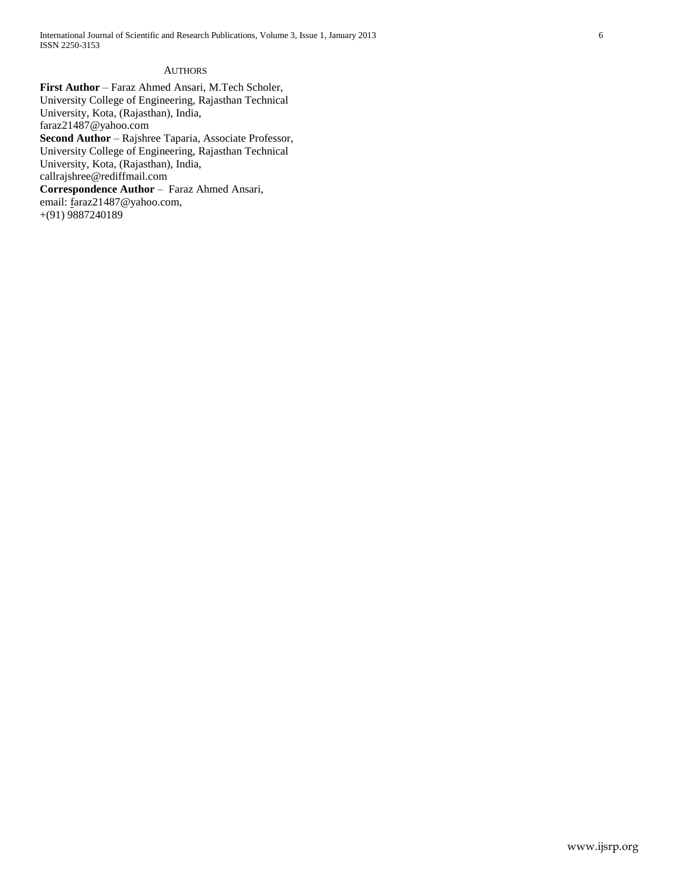## AUTHORS

**First Author** – Faraz Ahmed Ansari, M.Tech Scholer, University College of Engineering, Rajasthan Technical University, Kota, (Rajasthan), India, faraz21487@yahoo.com

**Second Author** – Rajshree Taparia, Associate Professor, University College of Engineering, Rajasthan Technical University, Kota, (Rajasthan), India, callrajshree@rediffmail.com

**Correspondence Author** – Faraz Ahmed Ansari, email: faraz21487@yahoo.com, +(91) 9887240189